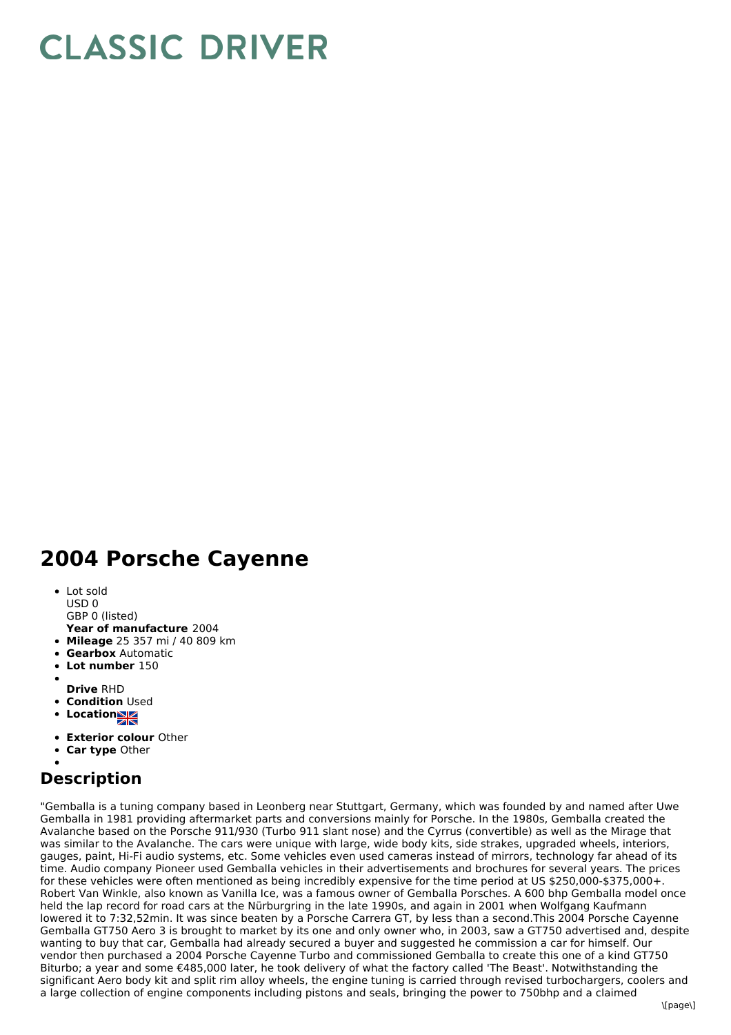# CLASSIC DRIVER

## 2004 Porsche Cayenne

- Lot sold
  USD 0
  GBP 0 (listed)
  **Year of manufacture** 2004
- **Mileage** 25 357 mi / 40 809 km
- **Gearbox** Automatic
- **Lot number** 150
- **Drive** RHD
- **Condition** Used
- **Location**
- **Exterior colour** Other
- **Car type** Other

## Description

"Gemballa is a tuning company based in Leonberg near Stuttgart, Germany, which was founded by and named after Uwe Gemballa in 1981 providing aftermarket parts and conversions mainly for Porsche. In the 1980s, Gemballa created the Avalanche based on the Porsche 911/930 (Turbo 911 slant nose) and the Cyrrus (convertible) as well as the Mirage that was similar to the Avalanche. The cars were unique with large, wide body kits, side strakes, upgraded wheels, interiors, gauges, paint, Hi-Fi audio systems, etc. Some vehicles even used cameras instead of mirrors, technology far ahead of its time. Audio company Pioneer used Gemballa vehicles in their advertisements and brochures for several years. The prices for these vehicles were often mentioned as being incredibly expensive for the time period at US $250,000-$375,000+. Robert Van Winkle, also known as Vanilla Ice, was a famous owner of Gemballa Porsches. A 600 bhp Gemballa model once held the lap record for road cars at the Nürburgring in the late 1990s, and again in 2001 when Wolfgang Kaufmann lowered it to 7:32,52min. It was since beaten by a Porsche Carrera GT, by less than a second.This 2004 Porsche Cayenne Gemballa GT750 Aero 3 is brought to market by its one and only owner who, in 2003, saw a GT750 advertised and, despite wanting to buy that car, Gemballa had already secured a buyer and suggested he commission a car for himself. Our vendor then purchased a 2004 Porsche Cayenne Turbo and commissioned Gemballa to create this one of a kind GT750 Biturbo; a year and some €485,000 later, he took delivery of what the factory called 'The Beast'. Notwithstanding the significant Aero body kit and split rim alloy wheels, the engine tuning is carried through revised turbochargers, coolers and a large collection of engine components including pistons and seals, bringing the power to 750bhp and a claimed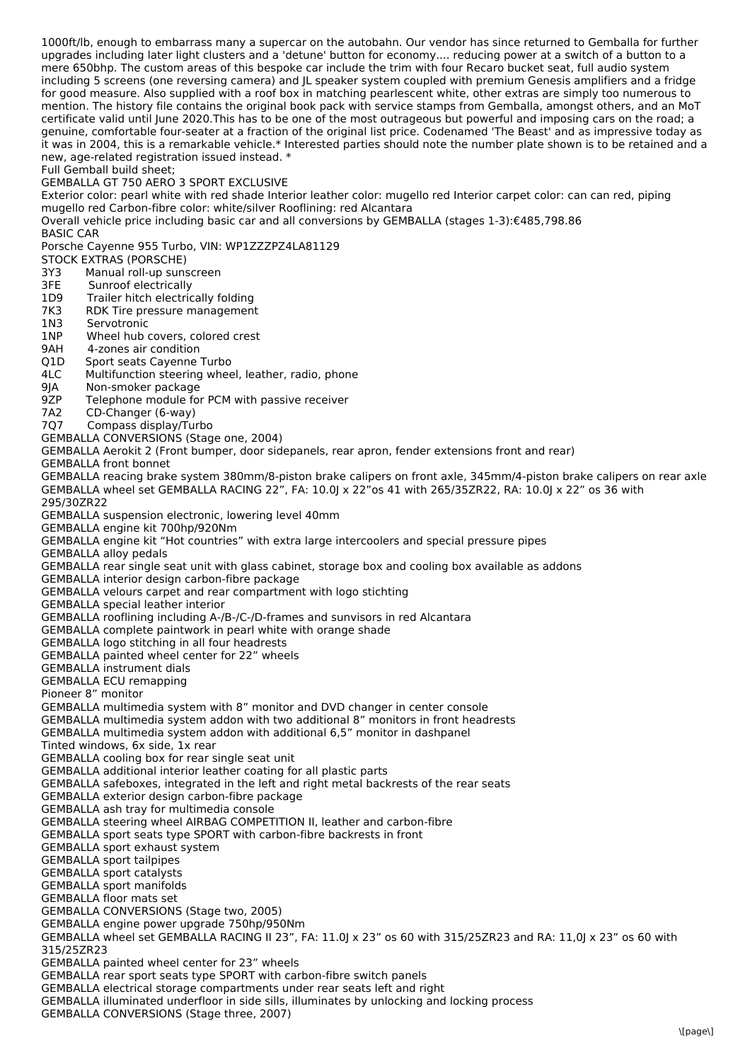1000ft/lb, enough to embarrass many a supercar on the autobahn. Our vendor has since returned to Gemballa for further upgrades including later light clusters and a 'detune' button for economy.... reducing power at a switch of a button to a mere 650bhp. The custom areas of this bespoke car include the trim with four Recaro bucket seat, full audio system including 5 screens (one reversing camera) and JL speaker system coupled with premium Genesis amplifiers and a fridge for good measure. Also supplied with a roof box in matching pearlescent white, other extras are simply too numerous to mention. The history file contains the original book pack with service stamps from Gemballa, amongst others, and an MoT certificate valid until June 2020.This has to be one of the most outrageous but powerful and imposing cars on the road; a genuine, comfortable four-seater at a fraction of the original list price. Codenamed 'The Beast' and as impressive today as it was in 2004, this is a remarkable vehicle.* Interested parties should note the number plate shown is to be retained and a new, age-related registration issued instead. *

Full Gemball build sheet;

GEMBALLA GT 750 AERO 3 SPORT EXCLUSIVE

Exterior color: pearl white with red shade Interior leather color: mugello red Interior carpet color: can can red, piping mugello red Carbon-fibre color: white/silver Rooflining: red Alcantara

Overall vehicle price including basic car and all conversions by GEMBALLA (stages 1-3):€485,798.86

BASIC CAR

Porsche Cayenne 955 Turbo, VIN: WP1ZZZPZ4LA81129

STOCK EXTRAS (PORSCHE)

3Y3 Manual roll-up sunscreen
3FE Sunroof electrically
1D9 Trailer hitch electrically folding
7K3 RDK Tire pressure management
1N3 Servotronic
1NP Wheel hub covers, colored crest
9AH 4-zones air condition
Q1D Sport seats Cayenne Turbo
4LC Multifunction steering wheel, leather, radio, phone
9JA Non-smoker package
9ZP Telephone module for PCM with passive receiver
7A2 CD-Changer (6-way)
7Q7 Compass display/Turbo

GEMBALLA CONVERSIONS (Stage one, 2004)

GEMBALLA Aerokit 2 (Front bumper, door sidepanels, rear apron, fender extensions front and rear)
GEMBALLA front bonnet
GEMBALLA reacing brake system 380mm/8-piston brake calipers on front axle, 345mm/4-piston brake calipers on rear axle
GEMBALLA wheel set GEMBALLA RACING 22", FA: 10.0J x 22"os 41 with 265/35ZR22, RA: 10.0J x 22" os 36 with 295/30ZR22
GEMBALLA suspension electronic, lowering level 40mm
GEMBALLA engine kit 700hp/920Nm
GEMBALLA engine kit "Hot countries" with extra large intercoolers and special pressure pipes
GEMBALLA alloy pedals
GEMBALLA rear single seat unit with glass cabinet, storage box and cooling box available as addons
GEMBALLA interior design carbon-fibre package
GEMBALLA velours carpet and rear compartment with logo stichting
GEMBALLA special leather interior
GEMBALLA rooflining including A-/B-/C-/D-frames and sunvisors in red Alcantara
GEMBALLA complete paintwork in pearl white with orange shade
GEMBALLA logo stitching in all four headrests
GEMBALLA painted wheel center for 22" wheels
GEMBALLA instrument dials
GEMBALLA ECU remapping
Pioneer 8" monitor
GEMBALLA multimedia system with 8" monitor and DVD changer in center console
GEMBALLA multimedia system addon with two additional 8" monitors in front headrests
GEMBALLA multimedia system addon with additional 6,5" monitor in dashpanel
Tinted windows, 6x side, 1x rear
GEMBALLA cooling box for rear single seat unit
GEMBALLA additional interior leather coating for all plastic parts
GEMBALLA safeboxes, integrated in the left and right metal backrests of the rear seats
GEMBALLA exterior design carbon-fibre package
GEMBALLA ash tray for multimedia console
GEMBALLA steering wheel AIRBAG COMPETITION II, leather and carbon-fibre
GEMBALLA sport seats type SPORT with carbon-fibre backrests in front
GEMBALLA sport exhaust system
GEMBALLA sport tailpipes
GEMBALLA sport catalysts
GEMBALLA sport manifolds
GEMBALLA floor mats set

GEMBALLA CONVERSIONS (Stage two, 2005)

GEMBALLA engine power upgrade 750hp/950Nm
GEMBALLA wheel set GEMBALLA RACING II 23", FA: 11.0J x 23" os 60 with 315/25ZR23 and RA: 11,0J x 23" os 60 with 315/25ZR23
GEMBALLA painted wheel center for 23" wheels
GEMBALLA rear sport seats type SPORT with carbon-fibre switch panels
GEMBALLA electrical storage compartments under rear seats left and right
GEMBALLA illuminated underfloor in side sills, illuminates by unlocking and locking process

GEMBALLA CONVERSIONS (Stage three, 2007)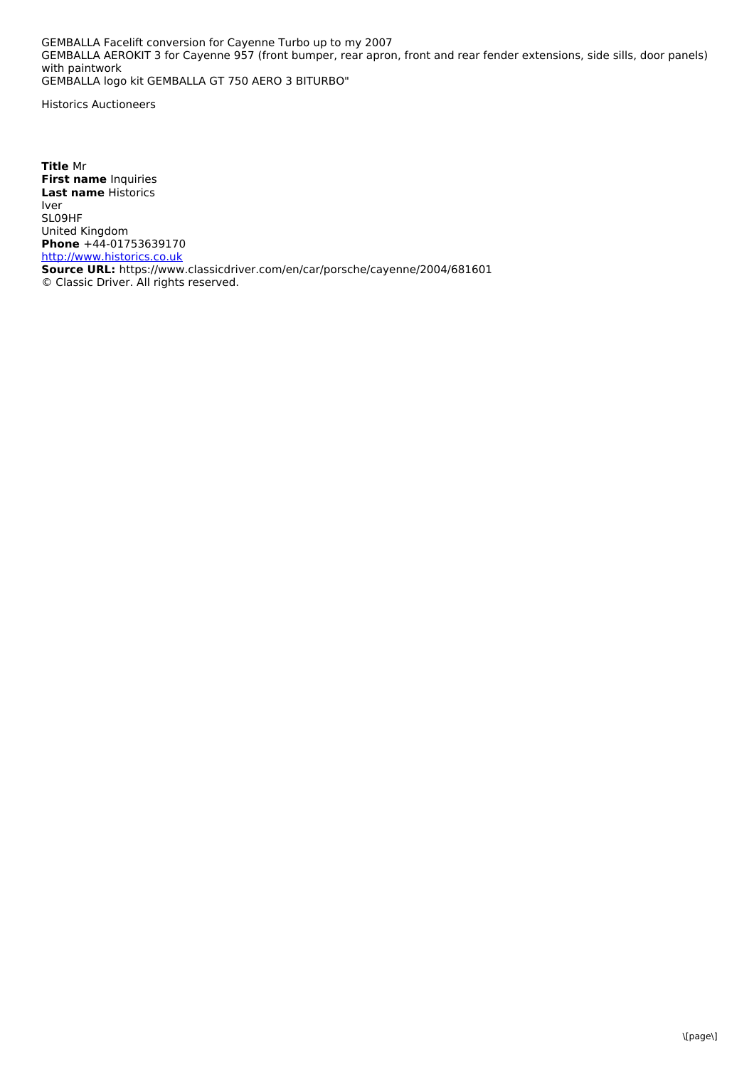GEMBALLA Facelift conversion for Cayenne Turbo up to my 2007
GEMBALLA AEROKIT 3 for Cayenne 957 (front bumper, rear apron, front and rear fender extensions, side sills, door panels) with paintwork
GEMBALLA logo kit GEMBALLA GT 750 AERO 3 BITURBO"

Historics Auctioneers

**Title** Mr
**First name** Inquiries
**Last name** Historics
Iver
SL09HF
United Kingdom
**Phone** +44-01753639170
[http://www.historics.co.uk](http://www.historics.co.uk)
**Source URL:** https://www.classicdriver.com/en/car/porsche/cayenne/2004/681601
© Classic Driver. All rights reserved.